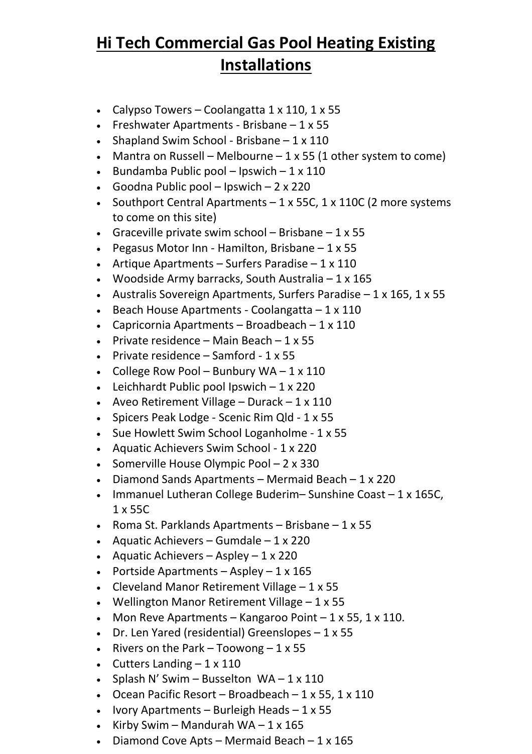# Hi Tech Commercial Gas Pool Heating Existing Installations

- Calypso Towers – Coolangatta 1 x 110, 1 x 55
- Freshwater Apartments - Brisbane – 1 x 55
- Shapland Swim School - Brisbane – 1 x 110
- Mantra on Russell – Melbourne – 1 x 55 (1 other system to come)
- Bundamba Public pool – Ipswich – 1 x 110
- Goodna Public pool – Ipswich – 2 x 220
- Southport Central Apartments – 1 x 55C, 1 x 110C (2 more systems to come on this site)
- Graceville private swim school – Brisbane – 1 x 55
- Pegasus Motor Inn - Hamilton, Brisbane – 1 x 55
- Artique Apartments – Surfers Paradise – 1 x 110
- Woodside Army barracks, South Australia – 1 x 165
- Australis Sovereign Apartments, Surfers Paradise – 1 x 165, 1 x 55
- Beach House Apartments - Coolangatta – 1 x 110
- Capricornia Apartments – Broadbeach – 1 x 110
- Private residence – Main Beach – 1 x 55
- Private residence – Samford - 1 x 55
- College Row Pool – Bunbury WA – 1 x 110
- Leichhardt Public pool Ipswich – 1 x 220
- Aveo Retirement Village – Durack – 1 x 110
- Spicers Peak Lodge - Scenic Rim Qld - 1 x 55
- Sue Howlett Swim School Loganholme - 1 x 55
- Aquatic Achievers Swim School - 1 x 220
- Somerville House Olympic Pool – 2 x 330
- Diamond Sands Apartments – Mermaid Beach – 1 x 220
- Immanuel Lutheran College Buderim– Sunshine Coast – 1 x 165C, 1 x 55C
- Roma St. Parklands Apartments – Brisbane – 1 x 55
- Aquatic Achievers – Gumdale – 1 x 220
- Aquatic Achievers – Aspley – 1 x 220
- Portside Apartments – Aspley – 1 x 165
- Cleveland Manor Retirement Village – 1 x 55
- Wellington Manor Retirement Village – 1 x 55
- Mon Reve Apartments – Kangaroo Point – 1 x 55, 1 x 110.
- Dr. Len Yared (residential) Greenslopes – 1 x 55
- Rivers on the Park – Toowong – 1 x 55
- Cutters Landing – 1 x 110
- Splash N' Swim – Busselton WA – 1 x 110
- Ocean Pacific Resort – Broadbeach – 1 x 55, 1 x 110
- Ivory Apartments – Burleigh Heads – 1 x 55
- Kirby Swim – Mandurah WA – 1 x 165
- Diamond Cove Apts – Mermaid Beach – 1 x 165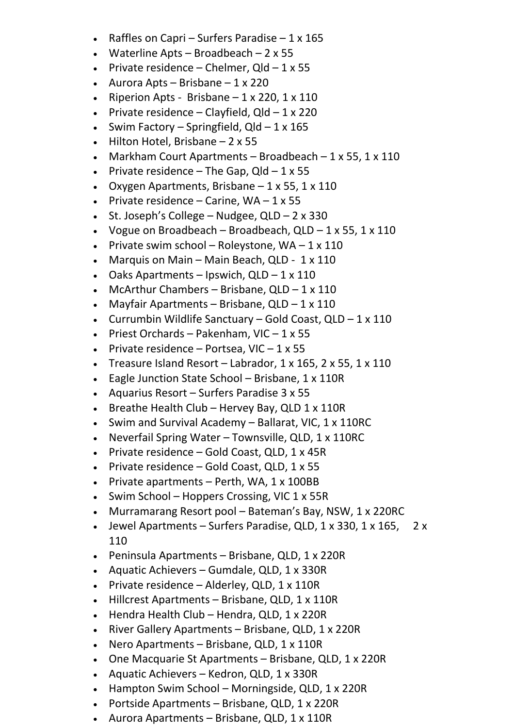- Raffles on Capri – Surfers Paradise – 1 x 165
- Waterline Apts – Broadbeach – 2 x 55
- Private residence – Chelmer, Qld – 1 x 55
- Aurora Apts – Brisbane – 1 x 220
- Riperion Apts - Brisbane – 1 x 220, 1 x 110
- Private residence – Clayfield, Qld – 1 x 220
- Swim Factory – Springfield, Qld – 1 x 165
- Hilton Hotel, Brisbane – 2 x 55
- Markham Court Apartments – Broadbeach – 1 x 55, 1 x 110
- Private residence – The Gap, Qld – 1 x 55
- Oxygen Apartments, Brisbane – 1 x 55, 1 x 110
- Private residence – Carine, WA – 1 x 55
- St. Joseph's College – Nudgee, QLD – 2 x 330
- Vogue on Broadbeach – Broadbeach, QLD – 1 x 55, 1 x 110
- Private swim school – Roleystone, WA – 1 x 110
- Marquis on Main – Main Beach, QLD - 1 x 110
- Oaks Apartments – Ipswich, QLD – 1 x 110
- McArthur Chambers – Brisbane, QLD – 1 x 110
- Mayfair Apartments – Brisbane, QLD – 1 x 110
- Currumbin Wildlife Sanctuary – Gold Coast, QLD – 1 x 110
- Priest Orchards – Pakenham, VIC – 1 x 55
- Private residence – Portsea, VIC – 1 x 55
- Treasure Island Resort – Labrador, 1 x 165, 2 x 55, 1 x 110
- Eagle Junction State School – Brisbane, 1 x 110R
- Aquarius Resort – Surfers Paradise 3 x 55
- Breathe Health Club – Hervey Bay, QLD 1 x 110R
- Swim and Survival Academy – Ballarat, VIC, 1 x 110RC
- Neverfail Spring Water – Townsville, QLD, 1 x 110RC
- Private residence – Gold Coast, QLD, 1 x 45R
- Private residence – Gold Coast, QLD, 1 x 55
- Private apartments – Perth, WA, 1 x 100BB
- Swim School – Hoppers Crossing, VIC 1 x 55R
- Murramarang Resort pool – Bateman's Bay, NSW, 1 x 220RC
- Jewel Apartments – Surfers Paradise, QLD, 1 x 330, 1 x 165, 2 x 110
- Peninsula Apartments – Brisbane, QLD, 1 x 220R
- Aquatic Achievers – Gumdale, QLD, 1 x 330R
- Private residence – Alderley, QLD, 1 x 110R
- Hillcrest Apartments – Brisbane, QLD, 1 x 110R
- Hendra Health Club – Hendra, QLD, 1 x 220R
- River Gallery Apartments – Brisbane, QLD, 1 x 220R
- Nero Apartments – Brisbane, QLD, 1 x 110R
- One Macquarie St Apartments – Brisbane, QLD, 1 x 220R
- Aquatic Achievers – Kedron, QLD, 1 x 330R
- Hampton Swim School – Morningside, QLD, 1 x 220R
- Portside Apartments – Brisbane, QLD, 1 x 220R
- Aurora Apartments – Brisbane, QLD, 1 x 110R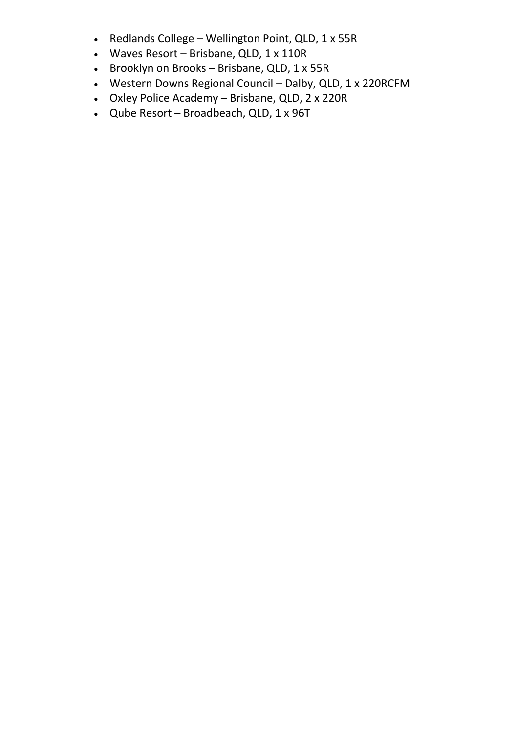- Redlands College – Wellington Point, QLD, 1 x 55R
- Waves Resort – Brisbane, QLD, 1 x 110R
- Brooklyn on Brooks – Brisbane, QLD, 1 x 55R
- Western Downs Regional Council – Dalby, QLD, 1 x 220RCFM
- Oxley Police Academy – Brisbane, QLD, 2 x 220R
- Qube Resort – Broadbeach, QLD, 1 x 96T